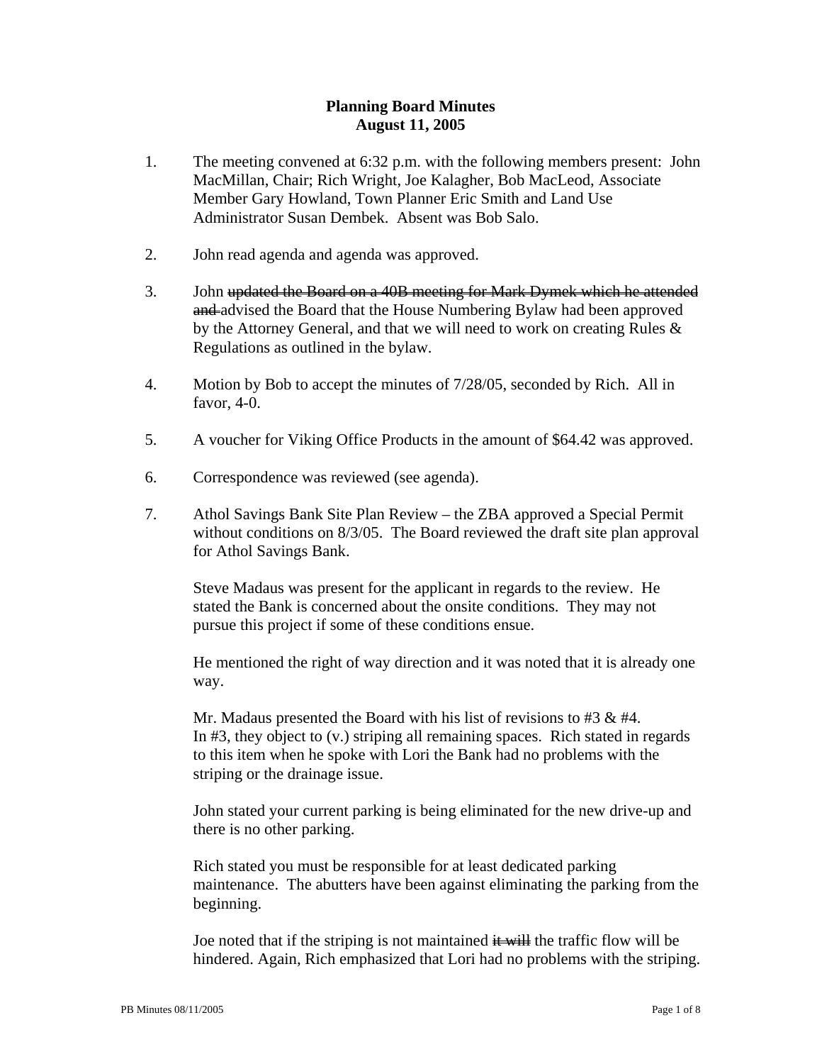**Planning Board Minutes**
**August 11, 2005**

1. The meeting convened at 6:32 p.m. with the following members present: John MacMillan, Chair; Rich Wright, Joe Kalagher, Bob MacLeod, Associate Member Gary Howland, Town Planner Eric Smith and Land Use Administrator Susan Dembek. Absent was Bob Salo.

2. John read agenda and agenda was approved.

3. John ~~updated the Board on a 40B meeting for Mark Dymek which he attended and~~ advised the Board that the House Numbering Bylaw had been approved by the Attorney General, and that we will need to work on creating Rules & Regulations as outlined in the bylaw.

4. Motion by Bob to accept the minutes of 7/28/05, seconded by Rich. All in favor, 4-0.

5. A voucher for Viking Office Products in the amount of $64.42 was approved.

6. Correspondence was reviewed (see agenda).

7. Athol Savings Bank Site Plan Review – the ZBA approved a Special Permit without conditions on 8/3/05. The Board reviewed the draft site plan approval for Athol Savings Bank.

   Steve Madaus was present for the applicant in regards to the review. He stated the Bank is concerned about the onsite conditions. They may not pursue this project if some of these conditions ensue.

   He mentioned the right of way direction and it was noted that it is already one way.

   Mr. Madaus presented the Board with his list of revisions to #3 & #4. In #3, they object to (v.) striping all remaining spaces. Rich stated in regards to this item when he spoke with Lori the Bank had no problems with the striping or the drainage issue.

   John stated your current parking is being eliminated for the new drive-up and there is no other parking.

   Rich stated you must be responsible for at least dedicated parking maintenance. The abutters have been against eliminating the parking from the beginning.

   Joe noted that if the striping is not maintained ~~it will~~ the traffic flow will be hindered. Again, Rich emphasized that Lori had no problems with the striping.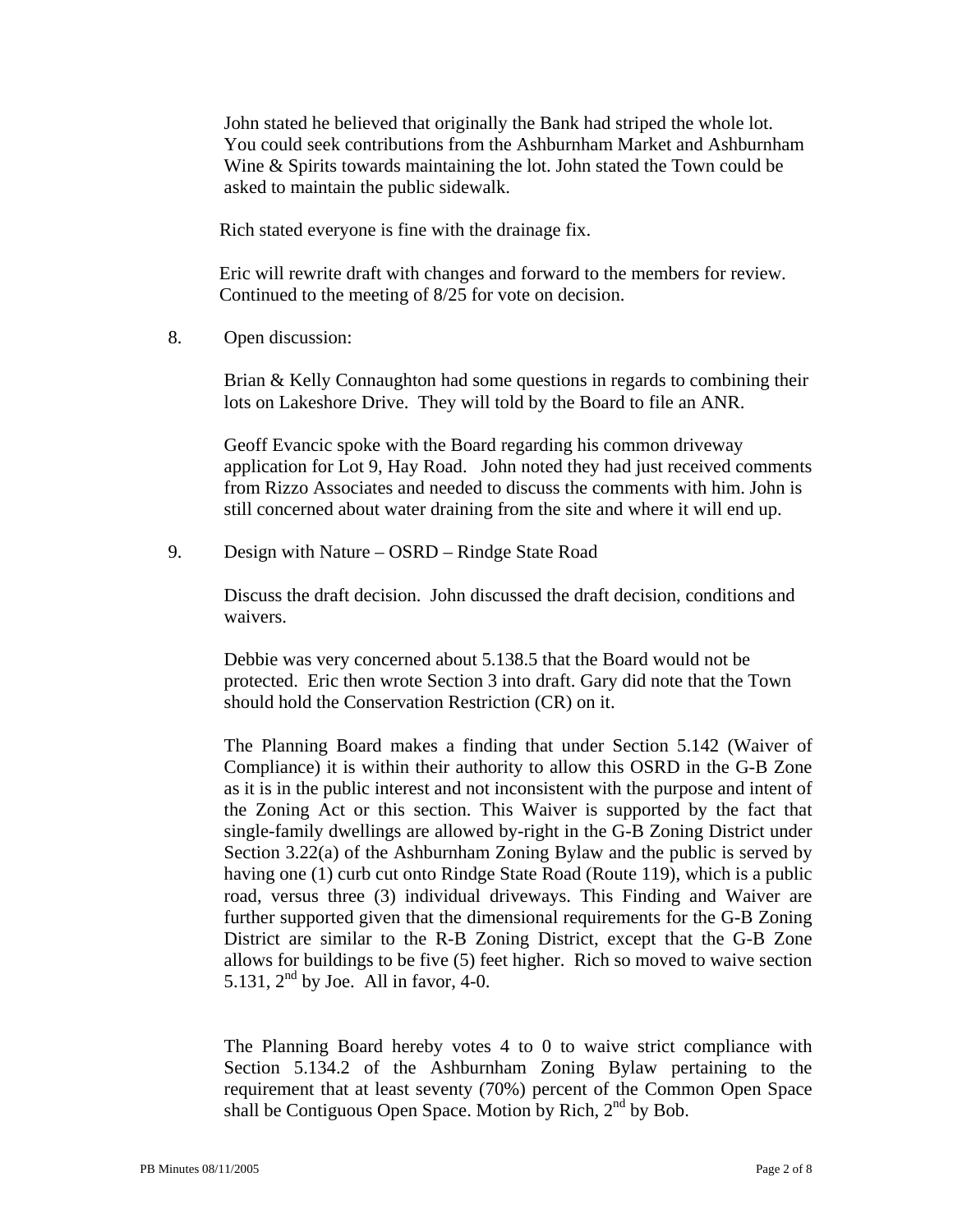John stated he believed that originally the Bank had striped the whole lot. You could seek contributions from the Ashburnham Market and Ashburnham Wine & Spirits towards maintaining the lot. John stated the Town could be asked to maintain the public sidewalk.

Rich stated everyone is fine with the drainage fix.

Eric will rewrite draft with changes and forward to the members for review. Continued to the meeting of 8/25 for vote on decision.

8. Open discussion:

   Brian & Kelly Connaughton had some questions in regards to combining their lots on Lakeshore Drive. They will told by the Board to file an ANR.

   Geoff Evancic spoke with the Board regarding his common driveway application for Lot 9, Hay Road. John noted they had just received comments from Rizzo Associates and needed to discuss the comments with him. John is still concerned about water draining from the site and where it will end up.

9. Design with Nature – OSRD – Rindge State Road

   Discuss the draft decision. John discussed the draft decision, conditions and waivers.

   Debbie was very concerned about 5.138.5 that the Board would not be protected. Eric then wrote Section 3 into draft. Gary did note that the Town should hold the Conservation Restriction (CR) on it.

   The Planning Board makes a finding that under Section 5.142 (Waiver of Compliance) it is within their authority to allow this OSRD in the G-B Zone as it is in the public interest and not inconsistent with the purpose and intent of the Zoning Act or this section. This Waiver is supported by the fact that single-family dwellings are allowed by-right in the G-B Zoning District under Section 3.22(a) of the Ashburnham Zoning Bylaw and the public is served by having one (1) curb cut onto Rindge State Road (Route 119), which is a public road, versus three (3) individual driveways. This Finding and Waiver are further supported given that the dimensional requirements for the G-B Zoning District are similar to the R-B Zoning District, except that the G-B Zone allows for buildings to be five (5) feet higher. Rich so moved to waive section 5.131, 2nd by Joe. All in favor, 4-0.

   The Planning Board hereby votes 4 to 0 to waive strict compliance with Section 5.134.2 of the Ashburnham Zoning Bylaw pertaining to the requirement that at least seventy (70%) percent of the Common Open Space shall be Contiguous Open Space. Motion by Rich, 2nd by Bob.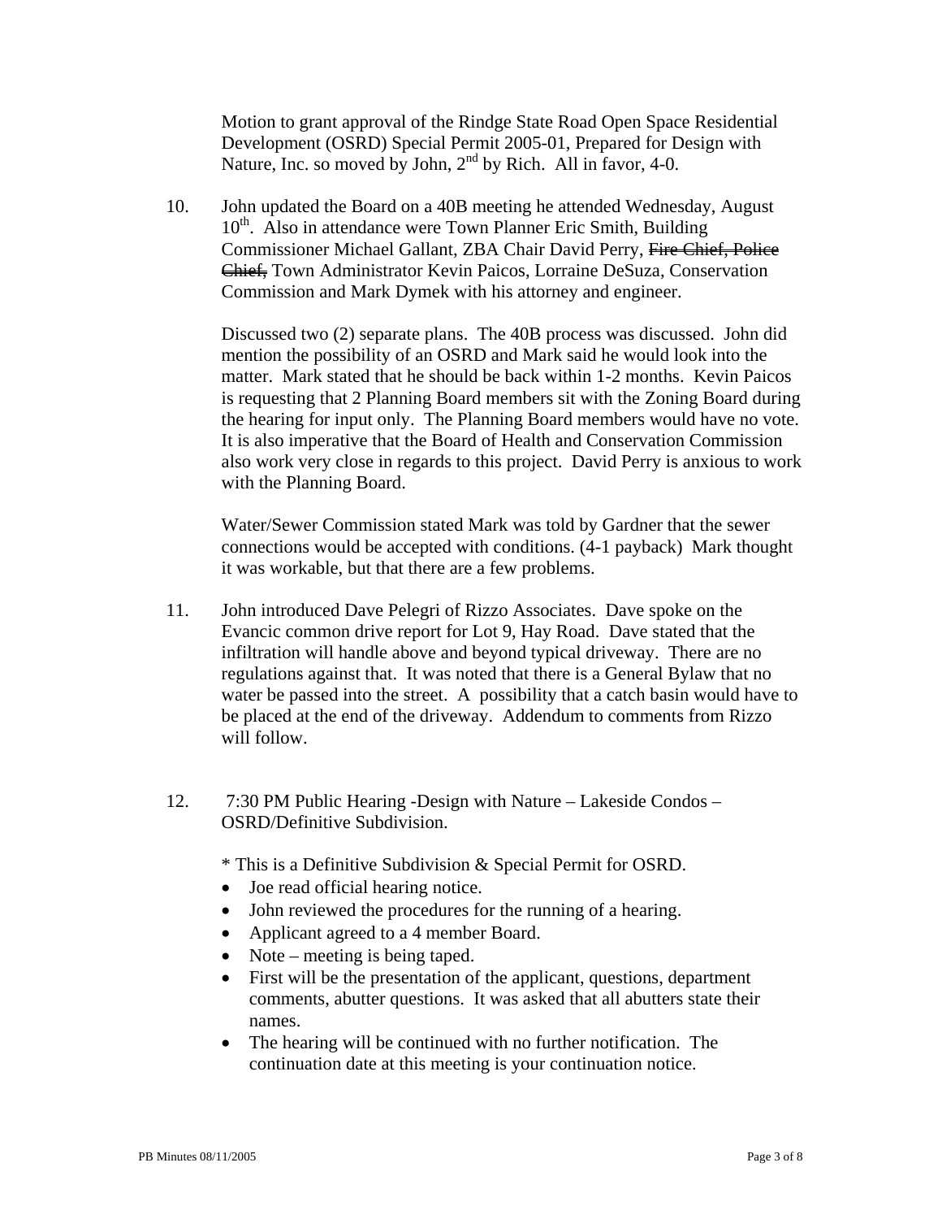Motion to grant approval of the Rindge State Road Open Space Residential Development (OSRD) Special Permit 2005-01, Prepared for Design with Nature, Inc. so moved by John, 2nd by Rich. All in favor, 4-0.

10. John updated the Board on a 40B meeting he attended Wednesday, August 10th. Also in attendance were Town Planner Eric Smith, Building Commissioner Michael Gallant, ZBA Chair David Perry, ~~Fire Chief, Police Chief,~~ Town Administrator Kevin Paicos, Lorraine DeSuza, Conservation Commission and Mark Dymek with his attorney and engineer.

    Discussed two (2) separate plans. The 40B process was discussed. John did mention the possibility of an OSRD and Mark said he would look into the matter. Mark stated that he should be back within 1-2 months. Kevin Paicos is requesting that 2 Planning Board members sit with the Zoning Board during the hearing for input only. The Planning Board members would have no vote. It is also imperative that the Board of Health and Conservation Commission also work very close in regards to this project. David Perry is anxious to work with the Planning Board.

    Water/Sewer Commission stated Mark was told by Gardner that the sewer connections would be accepted with conditions. (4-1 payback) Mark thought it was workable, but that there are a few problems.

11. John introduced Dave Pelegri of Rizzo Associates. Dave spoke on the Evancic common drive report for Lot 9, Hay Road. Dave stated that the infiltration will handle above and beyond typical driveway. There are no regulations against that. It was noted that there is a General Bylaw that no water be passed into the street. A possibility that a catch basin would have to be placed at the end of the driveway. Addendum to comments from Rizzo will follow.

12. 7:30 PM Public Hearing -Design with Nature – Lakeside Condos – OSRD/Definitive Subdivision.

    * This is a Definitive Subdivision & Special Permit for OSRD.

    - Joe read official hearing notice.
    - John reviewed the procedures for the running of a hearing.
    - Applicant agreed to a 4 member Board.
    - Note – meeting is being taped.
    - First will be the presentation of the applicant, questions, department comments, abutter questions. It was asked that all abutters state their names.
    - The hearing will be continued with no further notification. The continuation date at this meeting is your continuation notice.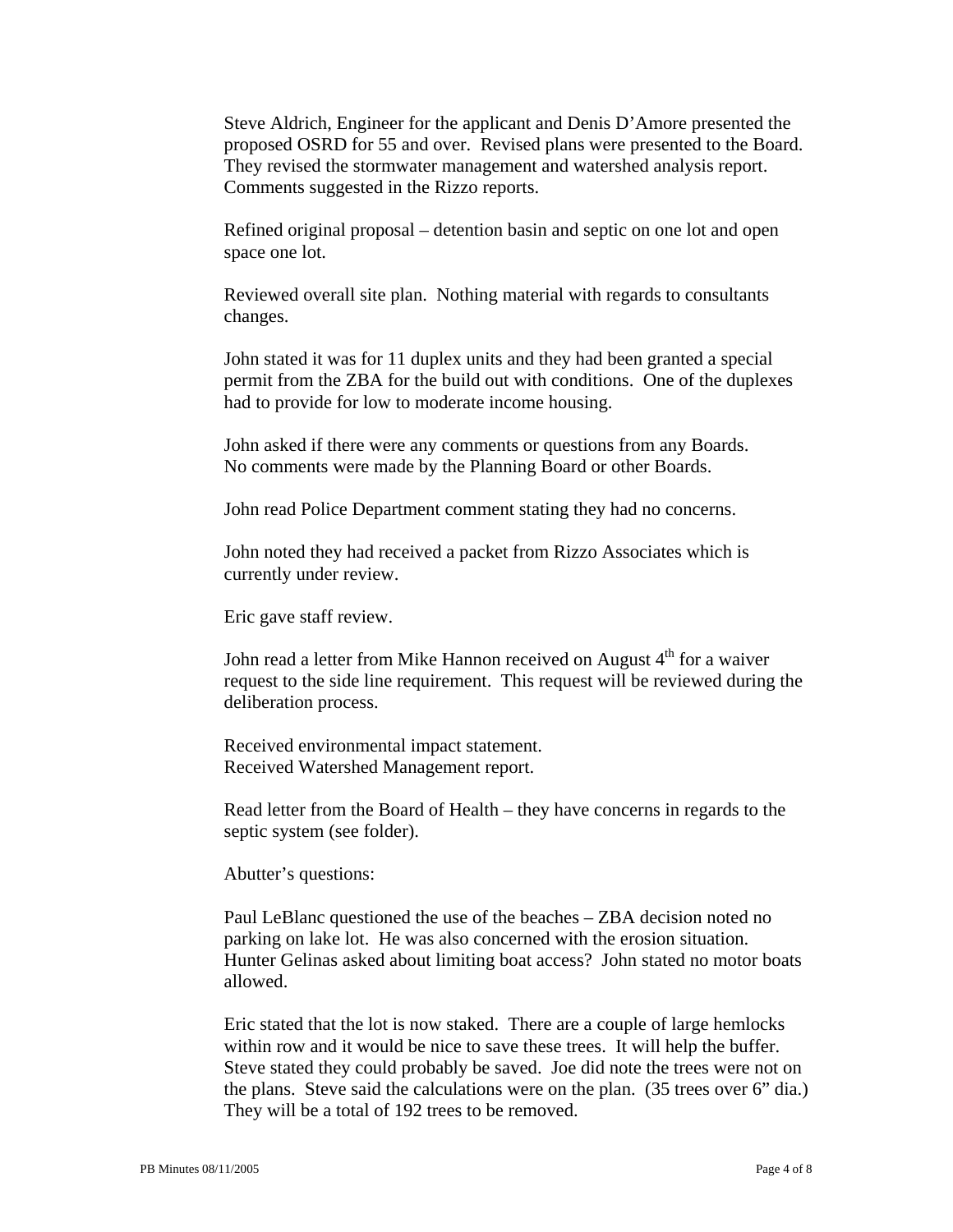Steve Aldrich, Engineer for the applicant and Denis D'Amore presented the proposed OSRD for 55 and over. Revised plans were presented to the Board. They revised the stormwater management and watershed analysis report. Comments suggested in the Rizzo reports.

Refined original proposal – detention basin and septic on one lot and open space one lot.

Reviewed overall site plan. Nothing material with regards to consultants changes.

John stated it was for 11 duplex units and they had been granted a special permit from the ZBA for the build out with conditions. One of the duplexes had to provide for low to moderate income housing.

John asked if there were any comments or questions from any Boards. No comments were made by the Planning Board or other Boards.

John read Police Department comment stating they had no concerns.

John noted they had received a packet from Rizzo Associates which is currently under review.

Eric gave staff review.

John read a letter from Mike Hannon received on August 4th for a waiver request to the side line requirement. This request will be reviewed during the deliberation process.

Received environmental impact statement.
Received Watershed Management report.

Read letter from the Board of Health – they have concerns in regards to the septic system (see folder).

Abutter's questions:

Paul LeBlanc questioned the use of the beaches – ZBA decision noted no parking on lake lot. He was also concerned with the erosion situation. Hunter Gelinas asked about limiting boat access? John stated no motor boats allowed.

Eric stated that the lot is now staked. There are a couple of large hemlocks within row and it would be nice to save these trees. It will help the buffer. Steve stated they could probably be saved. Joe did note the trees were not on the plans. Steve said the calculations were on the plan. (35 trees over 6" dia.) They will be a total of 192 trees to be removed.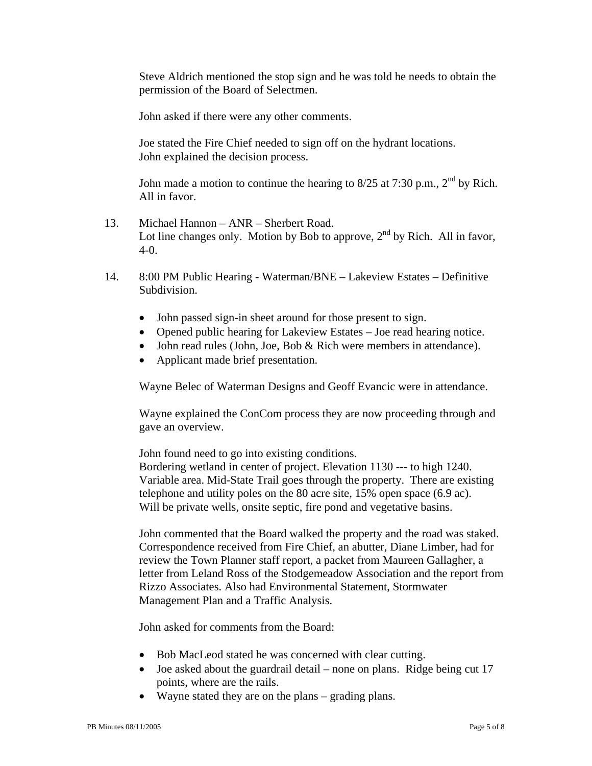Steve Aldrich mentioned the stop sign and he was told he needs to obtain the permission of the Board of Selectmen.

John asked if there were any other comments.

Joe stated the Fire Chief needed to sign off on the hydrant locations.
John explained the decision process.

John made a motion to continue the hearing to 8/25 at 7:30 p.m., 2nd by Rich. All in favor.

13. Michael Hannon – ANR – Sherbert Road.
Lot line changes only. Motion by Bob to approve, 2nd by Rich. All in favor, 4-0.

14. 8:00 PM Public Hearing - Waterman/BNE – Lakeview Estates – Definitive Subdivision.

- John passed sign-in sheet around for those present to sign.
- Opened public hearing for Lakeview Estates – Joe read hearing notice.
- John read rules (John, Joe, Bob & Rich were members in attendance).
- Applicant made brief presentation.

Wayne Belec of Waterman Designs and Geoff Evancic were in attendance.

Wayne explained the ConCom process they are now proceeding through and gave an overview.

John found need to go into existing conditions.
Bordering wetland in center of project. Elevation 1130 --- to high 1240. Variable area. Mid-State Trail goes through the property. There are existing telephone and utility poles on the 80 acre site, 15% open space (6.9 ac). Will be private wells, onsite septic, fire pond and vegetative basins.

John commented that the Board walked the property and the road was staked. Correspondence received from Fire Chief, an abutter, Diane Limber, had for review the Town Planner staff report, a packet from Maureen Gallagher, a letter from Leland Ross of the Stodgemeadow Association and the report from Rizzo Associates. Also had Environmental Statement, Stormwater Management Plan and a Traffic Analysis.

John asked for comments from the Board:

- Bob MacLeod stated he was concerned with clear cutting.
- Joe asked about the guardrail detail – none on plans. Ridge being cut 17 points, where are the rails.
- Wayne stated they are on the plans – grading plans.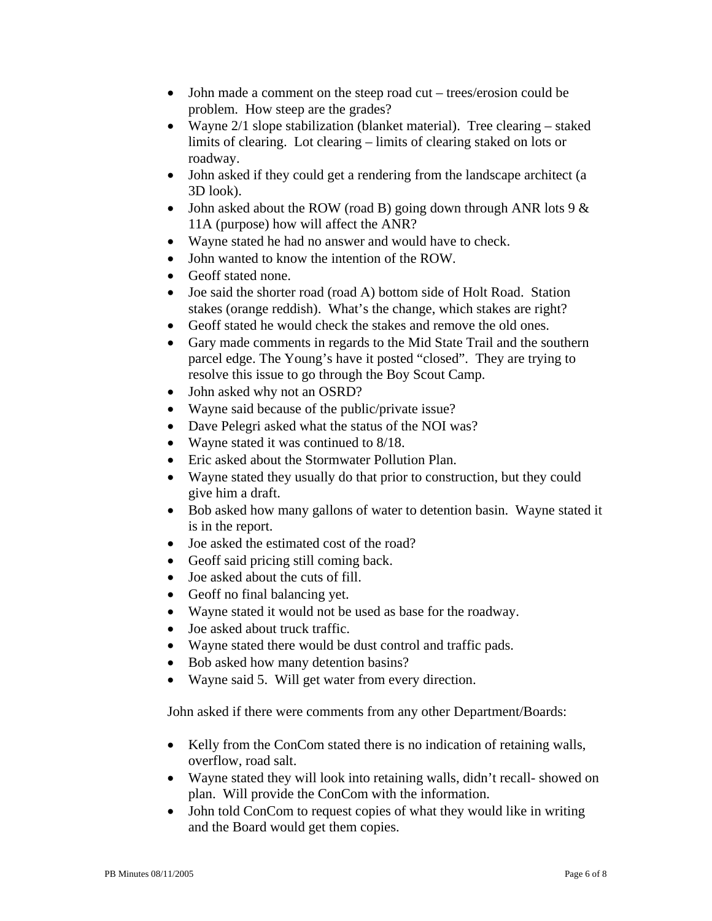- John made a comment on the steep road cut – trees/erosion could be problem. How steep are the grades?
- Wayne 2/1 slope stabilization (blanket material). Tree clearing – staked limits of clearing. Lot clearing – limits of clearing staked on lots or roadway.
- John asked if they could get a rendering from the landscape architect (a 3D look).
- John asked about the ROW (road B) going down through ANR lots 9 & 11A (purpose) how will affect the ANR?
- Wayne stated he had no answer and would have to check.
- John wanted to know the intention of the ROW.
- Geoff stated none.
- Joe said the shorter road (road A) bottom side of Holt Road. Station stakes (orange reddish). What's the change, which stakes are right?
- Geoff stated he would check the stakes and remove the old ones.
- Gary made comments in regards to the Mid State Trail and the southern parcel edge. The Young's have it posted "closed". They are trying to resolve this issue to go through the Boy Scout Camp.
- John asked why not an OSRD?
- Wayne said because of the public/private issue?
- Dave Pelegri asked what the status of the NOI was?
- Wayne stated it was continued to 8/18.
- Eric asked about the Stormwater Pollution Plan.
- Wayne stated they usually do that prior to construction, but they could give him a draft.
- Bob asked how many gallons of water to detention basin. Wayne stated it is in the report.
- Joe asked the estimated cost of the road?
- Geoff said pricing still coming back.
- Joe asked about the cuts of fill.
- Geoff no final balancing yet.
- Wayne stated it would not be used as base for the roadway.
- Joe asked about truck traffic.
- Wayne stated there would be dust control and traffic pads.
- Bob asked how many detention basins?
- Wayne said 5. Will get water from every direction.

John asked if there were comments from any other Department/Boards:

- Kelly from the ConCom stated there is no indication of retaining walls, overflow, road salt.
- Wayne stated they will look into retaining walls, didn't recall- showed on plan. Will provide the ConCom with the information.
- John told ConCom to request copies of what they would like in writing and the Board would get them copies.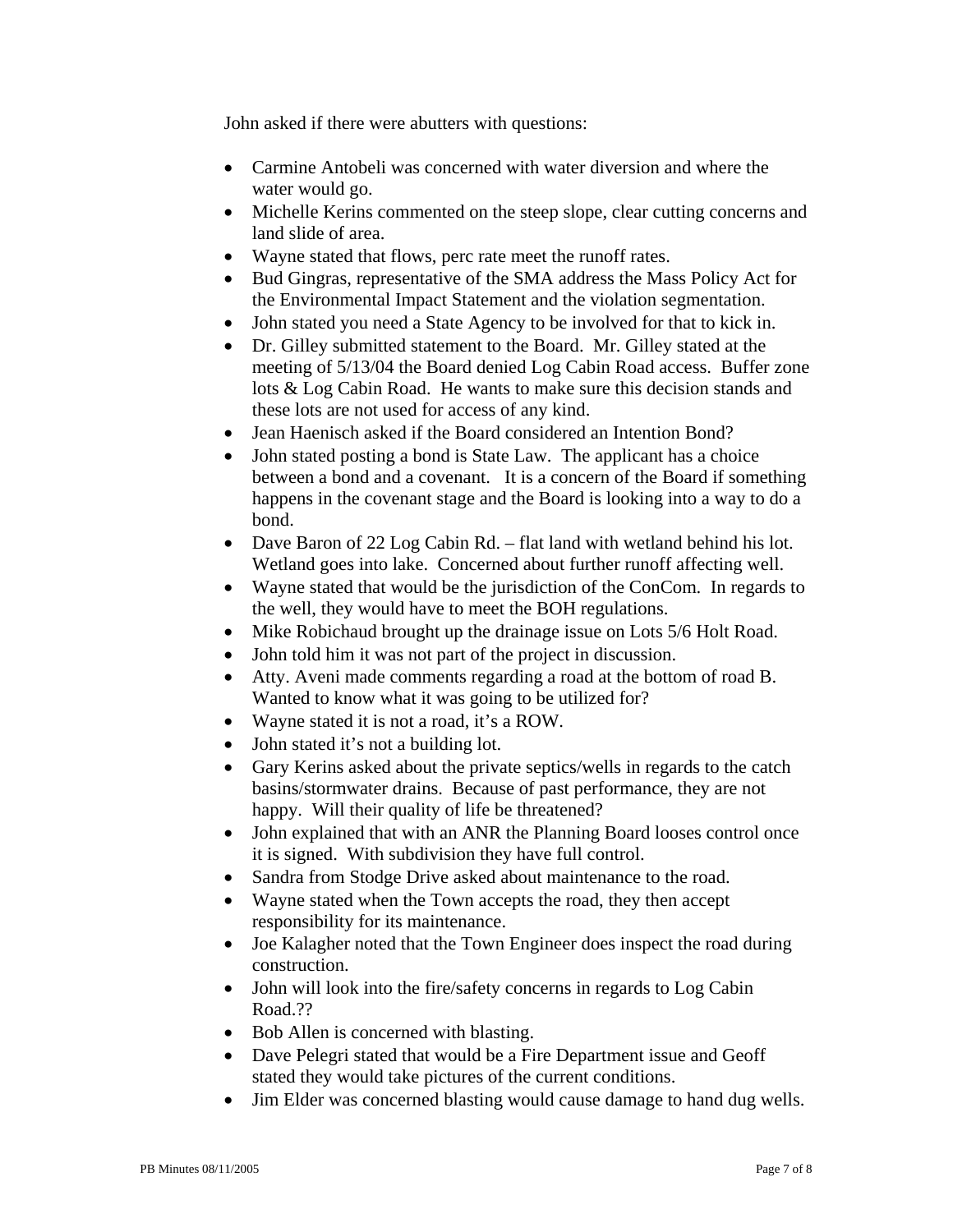John asked if there were abutters with questions:

- Carmine Antobeli was concerned with water diversion and where the water would go.
- Michelle Kerins commented on the steep slope, clear cutting concerns and land slide of area.
- Wayne stated that flows, perc rate meet the runoff rates.
- Bud Gingras, representative of the SMA address the Mass Policy Act for the Environmental Impact Statement and the violation segmentation.
- John stated you need a State Agency to be involved for that to kick in.
- Dr. Gilley submitted statement to the Board. Mr. Gilley stated at the meeting of 5/13/04 the Board denied Log Cabin Road access. Buffer zone lots & Log Cabin Road. He wants to make sure this decision stands and these lots are not used for access of any kind.
- Jean Haenisch asked if the Board considered an Intention Bond?
- John stated posting a bond is State Law. The applicant has a choice between a bond and a covenant. It is a concern of the Board if something happens in the covenant stage and the Board is looking into a way to do a bond.
- Dave Baron of 22 Log Cabin Rd. – flat land with wetland behind his lot. Wetland goes into lake. Concerned about further runoff affecting well.
- Wayne stated that would be the jurisdiction of the ConCom. In regards to the well, they would have to meet the BOH regulations.
- Mike Robichaud brought up the drainage issue on Lots 5/6 Holt Road.
- John told him it was not part of the project in discussion.
- Atty. Aveni made comments regarding a road at the bottom of road B. Wanted to know what it was going to be utilized for?
- Wayne stated it is not a road, it's a ROW.
- John stated it's not a building lot.
- Gary Kerins asked about the private septics/wells in regards to the catch basins/stormwater drains. Because of past performance, they are not happy. Will their quality of life be threatened?
- John explained that with an ANR the Planning Board looses control once it is signed. With subdivision they have full control.
- Sandra from Stodge Drive asked about maintenance to the road.
- Wayne stated when the Town accepts the road, they then accept responsibility for its maintenance.
- Joe Kalagher noted that the Town Engineer does inspect the road during construction.
- John will look into the fire/safety concerns in regards to Log Cabin Road.??
- Bob Allen is concerned with blasting.
- Dave Pelegri stated that would be a Fire Department issue and Geoff stated they would take pictures of the current conditions.
- Jim Elder was concerned blasting would cause damage to hand dug wells.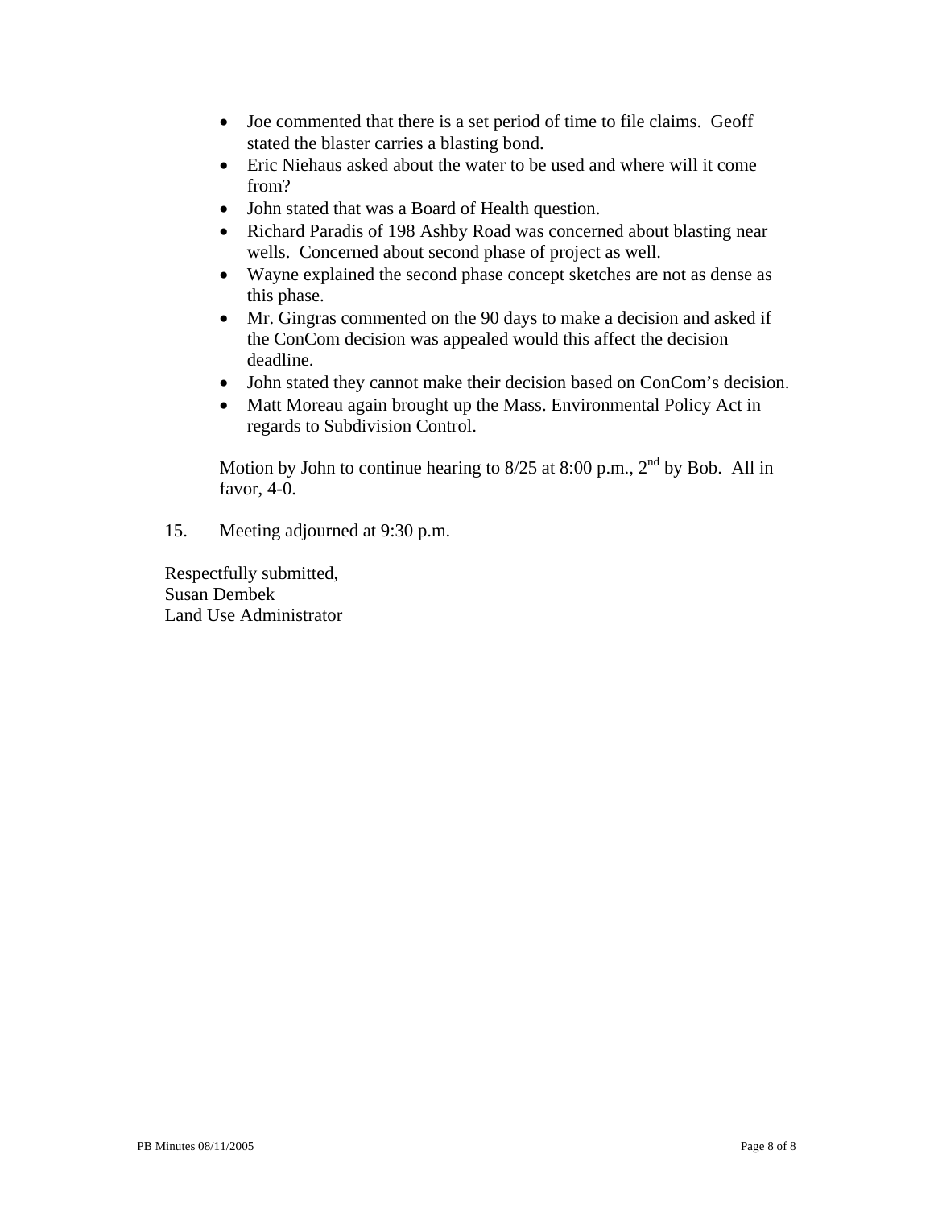- Joe commented that there is a set period of time to file claims. Geoff stated the blaster carries a blasting bond.
- Eric Niehaus asked about the water to be used and where will it come from?
- John stated that was a Board of Health question.
- Richard Paradis of 198 Ashby Road was concerned about blasting near wells. Concerned about second phase of project as well.
- Wayne explained the second phase concept sketches are not as dense as this phase.
- Mr. Gingras commented on the 90 days to make a decision and asked if the ConCom decision was appealed would this affect the decision deadline.
- John stated they cannot make their decision based on ConCom's decision.
- Matt Moreau again brought up the Mass. Environmental Policy Act in regards to Subdivision Control.

Motion by John to continue hearing to 8/25 at 8:00 p.m., 2nd by Bob. All in favor, 4-0.

15. Meeting adjourned at 9:30 p.m.

Respectfully submitted,
Susan Dembek
Land Use Administrator